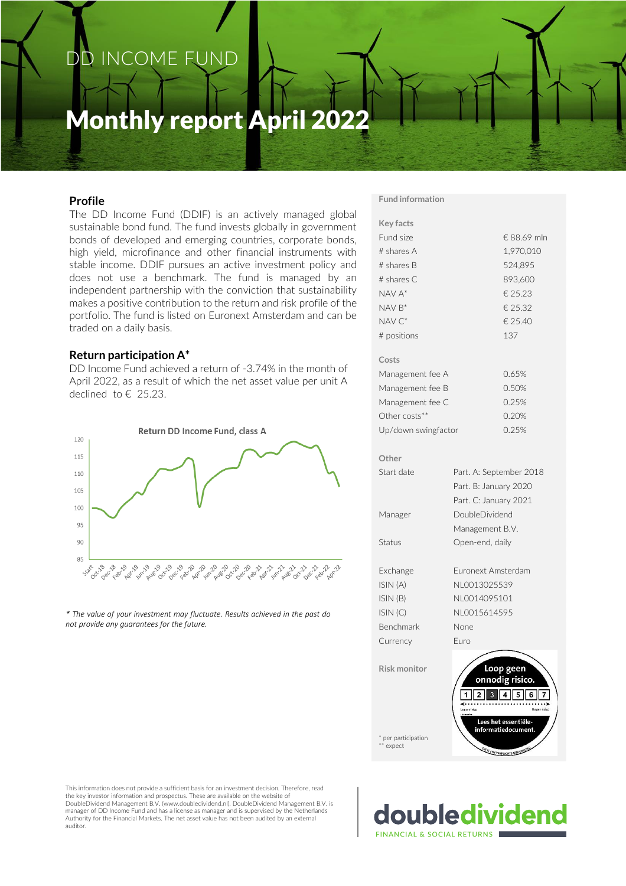# DD INCOME FUND

# Monthly report April 2022

## Profile

The DD Income Fund (DDIF) is an actively managed global sustainable bond fund. The fund invests globally in government bonds of developed and emerging countries, corporate bonds, high yield, microfinance and other financial instruments with stable income. DDIF pursues an active investment policy and does not use a benchmark. The fund is managed by an independent partnership with the conviction that sustainability makes a positive contribution to the return and risk profile of the portfolio. The fund is listed on Euronext Amsterdam and can be traded on a daily basis.

## Return participation A*

DD Income Fund achieved a return of -3.74% in the month of April 2022, as a result of which the net asset value per unit A declined to € 25.23.

**Return DD Income Fund, class A**

*\* The value of your investment may fluctuate. Results achieved in the past do not provide any guarantees for the future.*

## Fund information

**Key facts**

| | |
|---|---|
| Fund size | € 88.69 mln |
| # shares A | 1,970,010 |
| # shares B | 524,895 |
| # shares C | 893,600 |
| NAV A* | € 25.23 |
| NAV B* | € 25.32 |
| NAV C* | € 25.40 |
| # positions | 137 |

**Costs**

| | |
|---|---|
| Management fee A | 0.65% |
| Management fee B | 0.50% |
| Management fee C | 0.25% |
| Other costs** | 0.20% |
| Up/down swingfactor | 0.25% |

**Other**

| | |
|---|---|
| Start date | Part. A: September 2018<br>Part. B: January 2020<br>Part. C: January 2021 |
| Manager | DoubleDividend Management B.V. |
| Status | Open-end, daily |
| Exchange | Euronext Amsterdam |
| ISIN (A) | NL0013025539 |
| ISIN (B) | NL0014095101 |
| ISIN (C) | NL0015614595 |
| Benchmark | None |
| Currency | Euro |

**Risk monitor**

Loop geen onnodig risico. 1 2 3 4 5 6 7 Lees het essentiële-informatiedocument.

\* per participation
\** expect

This information does not provide a sufficient basis for an investment decision. Therefore, read the key investor information and prospectus. These are available on the website of DoubleDividend Management B.V. (www.doubledividend.nl). DoubleDividend Management B.V. is manager of DD Income Fund and has a license as manager and is supervised by the Netherlands Authority for the Financial Markets. The net asset value has not been audited by an external auditor.

doubledividend
FINANCIAL & SOCIAL RETURNS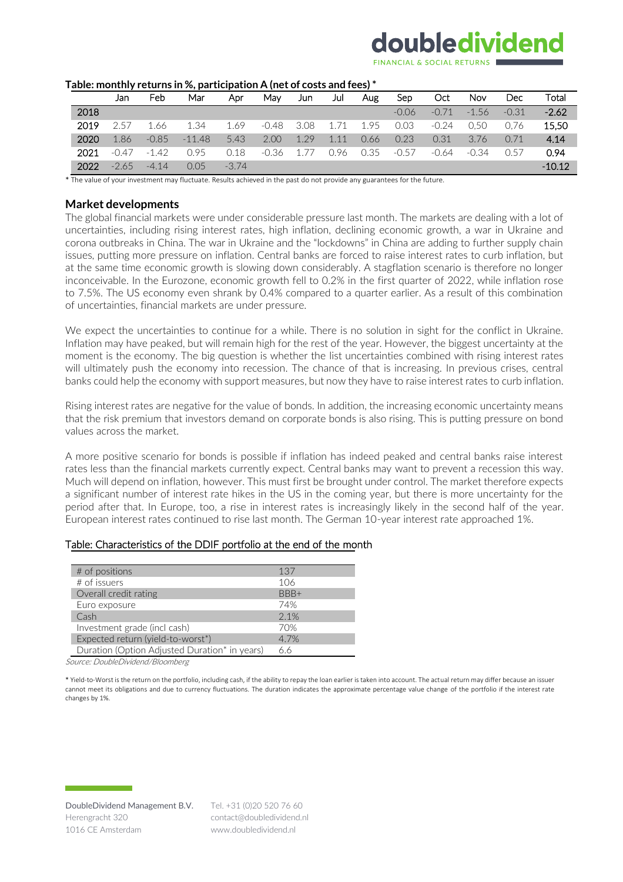**Table: monthly returns in %, participation A (net of costs and fees) ***

| | Jan | Feb | Mar | Apr | May | Jun | Jul | Aug | Sep | Oct | Nov | Dec | Total |
|---|---|---|---|---|---|---|---|---|---|---|---|---|---|
| 2018 | | | | | | | | | -0.06 | -0.71 | -1.56 | -0.31 | **-2.62** |
| 2019 | 2.57 | 1.66 | 1.34 | 1.69 | -0.48 | 3.08 | 1.71 | 1.95 | 0.03 | -0.24 | 0,50 | 0.76 | **15,50** |
| 2020 | 1.86 | -0.85 | -11.48 | 5.43 | 2.00 | 1.29 | 1.11 | 0.66 | 0.23 | 0.31 | 3.76 | 0.71 | **4.14** |
| 2021 | -0.47 | -1.42 | 0.95 | 0.18 | -0.36 | 1.77 | 0.96 | 0.35 | -0.57 | -0.64 | -0.34 | 0.57 | **0.94** |
| 2022 | -2.65 | -4.14 | 0.05 | -3.74 | | | | | | | | | -10.12 |

* The value of your investment may fluctuate. Results achieved in the past do not provide any guarantees for the future.

## Market developments

The global financial markets were under considerable pressure last month. The markets are dealing with a lot of uncertainties, including rising interest rates, high inflation, declining economic growth, a war in Ukraine and corona outbreaks in China. The war in Ukraine and the "lockdowns" in China are adding to further supply chain issues, putting more pressure on inflation. Central banks are forced to raise interest rates to curb inflation, but at the same time economic growth is slowing down considerably. A stagflation scenario is therefore no longer inconceivable. In the Eurozone, economic growth fell to 0.2% in the first quarter of 2022, while inflation rose to 7.5%. The US economy even shrank by 0.4% compared to a quarter earlier. As a result of this combination of uncertainties, financial markets are under pressure.

We expect the uncertainties to continue for a while. There is no solution in sight for the conflict in Ukraine. Inflation may have peaked, but will remain high for the rest of the year. However, the biggest uncertainty at the moment is the economy. The big question is whether the list uncertainties combined with rising interest rates will ultimately push the economy into recession. The chance of that is increasing. In previous crises, central banks could help the economy with support measures, but now they have to raise interest rates to curb inflation.

Rising interest rates are negative for the value of bonds. In addition, the increasing economic uncertainty means that the risk premium that investors demand on corporate bonds is also rising. This is putting pressure on bond values across the market.

A more positive scenario for bonds is possible if inflation has indeed peaked and central banks raise interest rates less than the financial markets currently expect. Central banks may want to prevent a recession this way. Much will depend on inflation, however. This must first be brought under control. The market therefore expects a significant number of interest rate hikes in the US in the coming year, but there is more uncertainty for the period after that. In Europe, too, a rise in interest rates is increasingly likely in the second half of the year. European interest rates continued to rise last month. The German 10-year interest rate approached 1%.

Table: Characteristics of the DDIF portfolio at the end of the month

| | |
|---|---|
| # of positions | 137 |
| # of issuers | 106 |
| Overall credit rating | BBB+ |
| Euro exposure | 74% |
| Cash | 2.1% |
| Investment grade (incl cash) | 70% |
| Expected return (yield-to-worst*) | 4.7% |
| Duration (Option Adjusted Duration* in years) | 6.6 |

*Source: DoubleDividend/Bloomberg*

* Yield-to-Worst is the return on the portfolio, including cash, if the ability to repay the loan earlier is taken into account. The actual return may differ because an issuer cannot meet its obligations and due to currency fluctuations. The duration indicates the approximate percentage value change of the portfolio if the interest rate changes by 1%.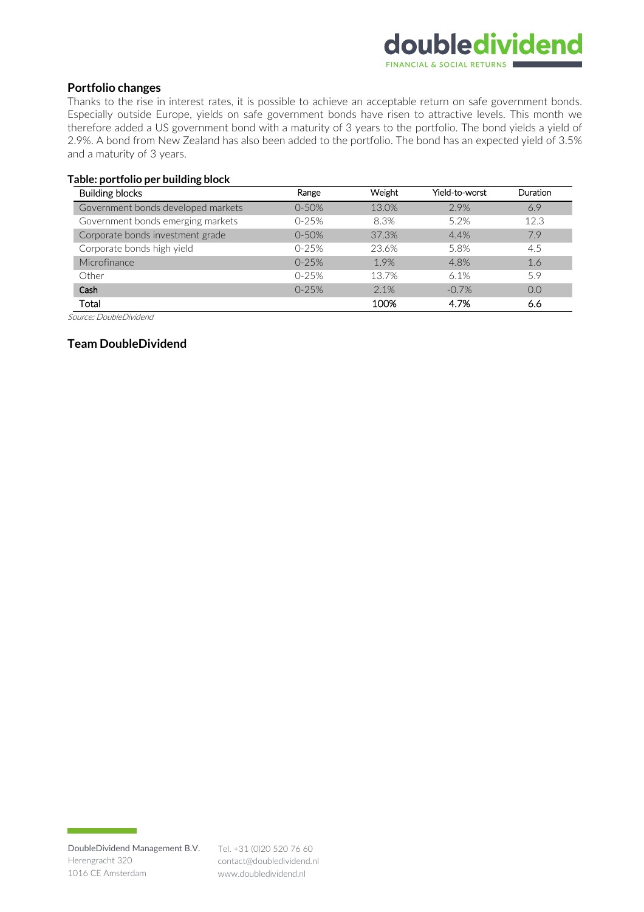## Portfolio changes

Thanks to the rise in interest rates, it is possible to achieve an acceptable return on safe government bonds. Especially outside Europe, yields on safe government bonds have risen to attractive levels. This month we therefore added a US government bond with a maturity of 3 years to the portfolio. The bond yields a yield of 2.9%. A bond from New Zealand has also been added to the portfolio. The bond has an expected yield of 3.5% and a maturity of 3 years.

**Table: portfolio per building block**

| Building blocks | Range | Weight | Yield-to-worst | Duration |
|---|---|---|---|---|
| Government bonds developed markets | 0-50% | 13.0% | 2.9% | 6.9 |
| Government bonds emerging markets | 0-25% | 8.3% | 5.2% | 12.3 |
| Corporate bonds investment grade | 0-50% | 37.3% | 4.4% | 7.9 |
| Corporate bonds high yield | 0-25% | 23.6% | 5.8% | 4.5 |
| Microfinance | 0-25% | 1.9% | 4.8% | 1.6 |
| Other | 0-25% | 13.7% | 6.1% | 5.9 |
| Cash | 0-25% | 2.1% | -0.7% | 0.0 |
| Total | | 100% | 4.7% | 6.6 |

*Source: DoubleDividend*

## Team DoubleDividend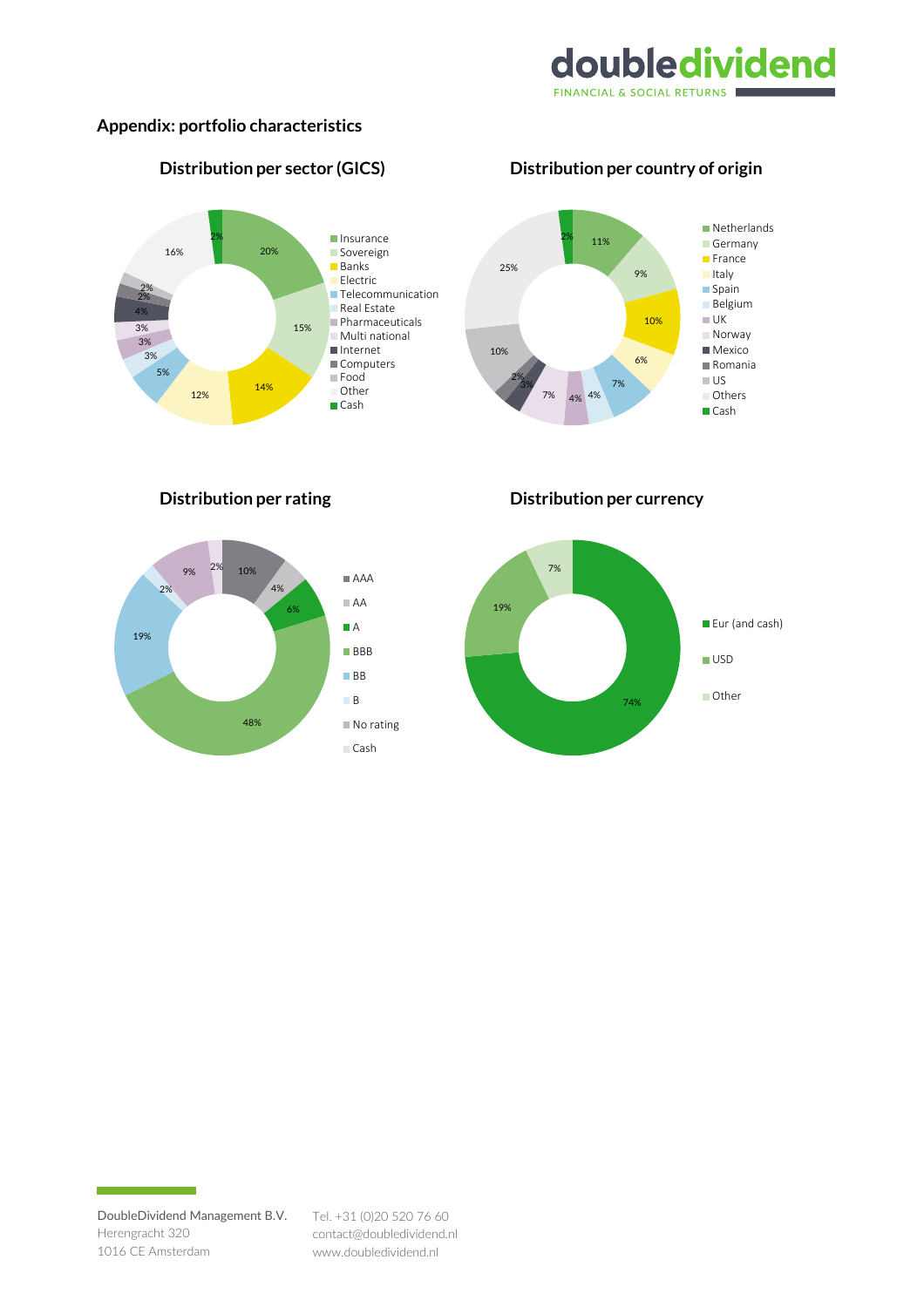## Appendix: portfolio characteristics

### Distribution per sector (GICS)

20%
15%
14%
12%
5%
3%
3%
3%
4%
2%
2%
16%
2%

Insurance
Sovereign
Banks
Electric
Telecommunication
Real Estate
Pharmaceuticals
Multi national
Internet
Computers
Food
Other
Cash

### Distribution per country of origin

11%
9%
10%
6%
7%
4%
4%
7%
3%
2%
10%
25%
2%

Netherlands
Germany
France
Italy
Spain
Belgium
UK
Norway
Mexico
Romania
US
Others
Cash

### Distribution per rating

10%
4%
6%
48%
19%
2%
9%
2%

AAA
AA
A
BBB
BB
B
No rating
Cash

### Distribution per currency

74%
19%
7%

Eur (and cash)
USD
Other

DoubleDividend Management B.V.
Herengracht 320
1016 CE Amsterdam

Tel. +31 (0)20 520 76 60
contact@doubledividend.nl
www.doubledividend.nl